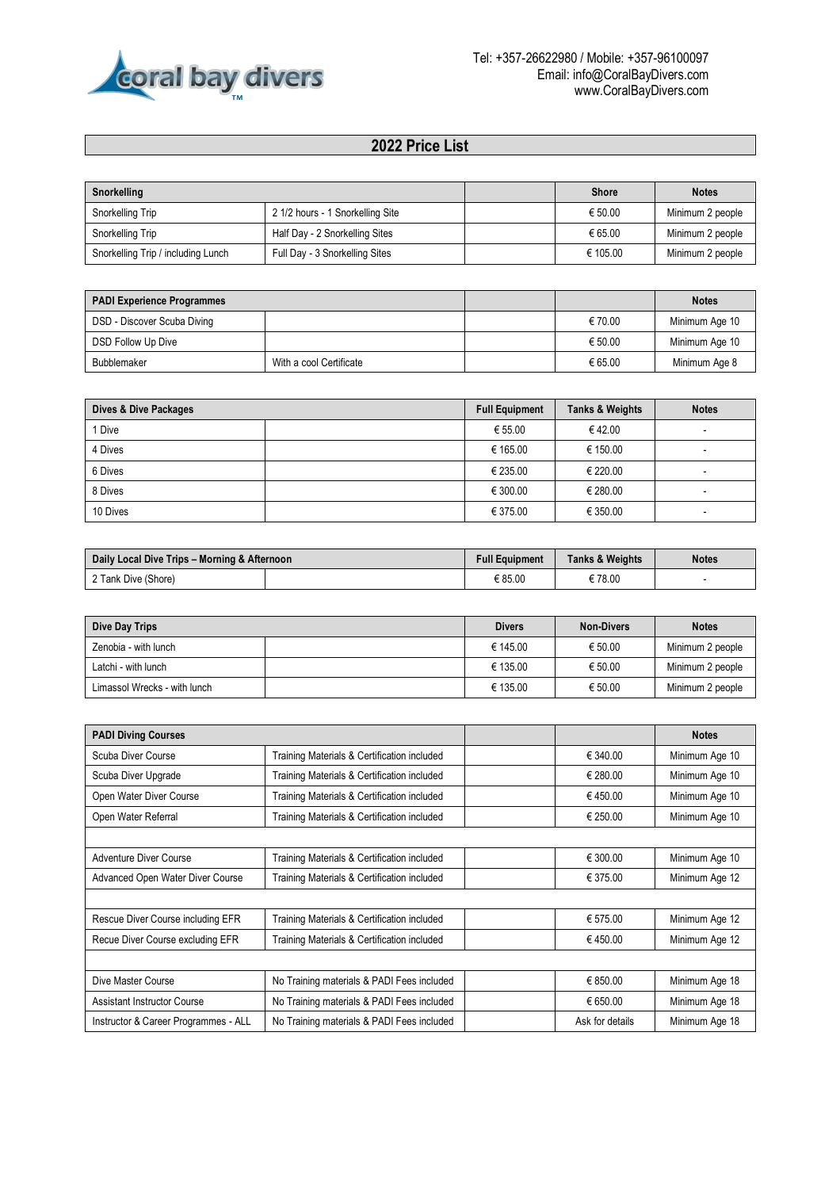Tel: +357-26622980 / Mobile: +357-96100097
Email: info@CoralBayDivers.com
www.CoralBayDivers.com

# 2022 Price List

| Snorkelling | | | Shore | Notes |
|---|---|---|---|---|
| Snorkelling Trip | 2 1/2 hours - 1 Snorkelling Site | | € 50.00 | Minimum 2 people |
| Snorkelling Trip | Half Day - 2 Snorkelling Sites | | € 65.00 | Minimum 2 people |
| Snorkelling Trip / including Lunch | Full Day - 3 Snorkelling Sites | | € 105.00 | Minimum 2 people |

| PADI Experience Programmes | | | | Notes |
|---|---|---|---|---|
| DSD - Discover Scuba Diving | | | € 70.00 | Minimum Age 10 |
| DSD Follow Up Dive | | | € 50.00 | Minimum Age 10 |
| Bubblemaker | With a cool Certificate | | € 65.00 | Minimum Age 8 |

| Dives & Dive Packages | | Full Equipment | Tanks & Weights | Notes |
|---|---|---|---|---|
| 1 Dive | | € 55.00 | € 42.00 | - |
| 4 Dives | | € 165.00 | € 150.00 | - |
| 6 Dives | | € 235.00 | € 220.00 | - |
| 8 Dives | | € 300.00 | € 280.00 | - |
| 10 Dives | | € 375.00 | € 350.00 | - |

| Daily Local Dive Trips – Morning & Afternoon | | Full Equipment | Tanks & Weights | Notes |
|---|---|---|---|---|
| 2 Tank Dive (Shore) | | € 85.00 | € 78.00 | - |

| Dive Day Trips | | Divers | Non-Divers | Notes |
|---|---|---|---|---|
| Zenobia - with lunch | | € 145.00 | € 50.00 | Minimum 2 people |
| Latchi - with lunch | | € 135.00 | € 50.00 | Minimum 2 people |
| Limassol Wrecks - with lunch | | € 135.00 | € 50.00 | Minimum 2 people |

| PADI Diving Courses | | | | Notes |
|---|---|---|---|---|
| Scuba Diver Course | Training Materials & Certification included | | € 340.00 | Minimum Age 10 |
| Scuba Diver Upgrade | Training Materials & Certification included | | € 280.00 | Minimum Age 10 |
| Open Water Diver Course | Training Materials & Certification included | | € 450.00 | Minimum Age 10 |
| Open Water Referral | Training Materials & Certification included | | € 250.00 | Minimum Age 10 |
| | | | | |
| Adventure Diver Course | Training Materials & Certification included | | € 300.00 | Minimum Age 10 |
| Advanced Open Water Diver Course | Training Materials & Certification included | | € 375.00 | Minimum Age 12 |
| | | | | |
| Rescue Diver Course including EFR | Training Materials & Certification included | | € 575.00 | Minimum Age 12 |
| Recue Diver Course excluding EFR | Training Materials & Certification included | | € 450.00 | Minimum Age 12 |
| | | | | |
| Dive Master Course | No Training materials & PADI Fees included | | € 850.00 | Minimum Age 18 |
| Assistant Instructor Course | No Training materials & PADI Fees included | | € 650.00 | Minimum Age 18 |
| Instructor & Career Programmes - ALL | No Training materials & PADI Fees included | | Ask for details | Minimum Age 18 |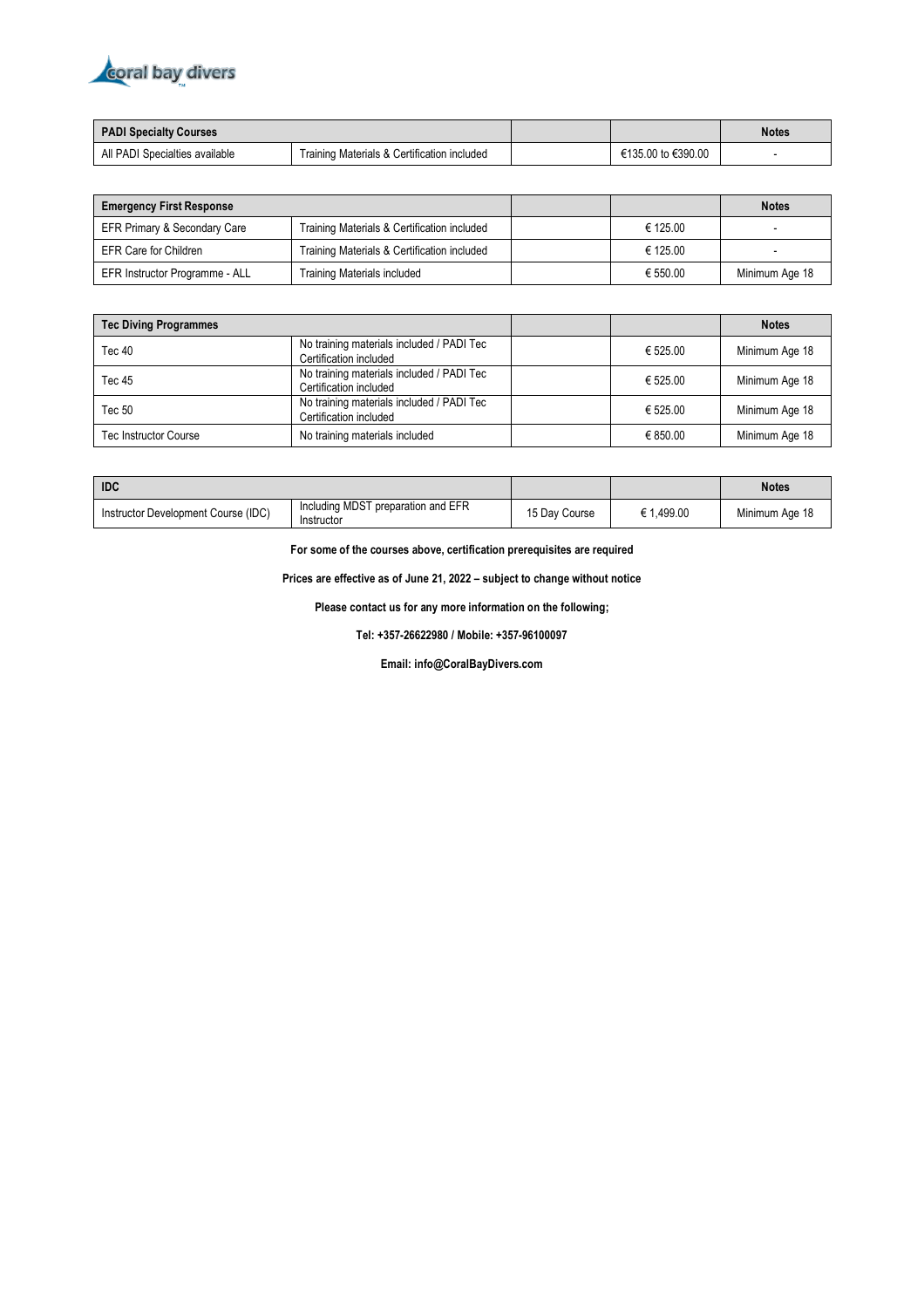| PADI Specialty Courses | | | | Notes |
|---|---|---|---|---|
| All PADI Specialties available | Training Materials & Certification included | | €135.00 to €390.00 | - |

| Emergency First Response | | | | Notes |
|---|---|---|---|---|
| EFR Primary & Secondary Care | Training Materials & Certification included | | € 125.00 | - |
| EFR Care for Children | Training Materials & Certification included | | € 125.00 | - |
| EFR Instructor Programme - ALL | Training Materials included | | € 550.00 | Minimum Age 18 |

| Tec Diving Programmes | | | | Notes |
|---|---|---|---|---|
| Tec 40 | No training materials included / PADI Tec Certification included | | € 525.00 | Minimum Age 18 |
| Tec 45 | No training materials included / PADI Tec Certification included | | € 525.00 | Minimum Age 18 |
| Tec 50 | No training materials included / PADI Tec Certification included | | € 525.00 | Minimum Age 18 |
| Tec Instructor Course | No training materials included | | € 850.00 | Minimum Age 18 |

| IDC | | | | Notes |
|---|---|---|---|---|
| Instructor Development Course (IDC) | Including MDST preparation and EFR Instructor | 15 Day Course | € 1,499.00 | Minimum Age 18 |

**For some of the courses above, certification prerequisites are required**

**Prices are effective as of June 21, 2022 – subject to change without notice**

**Please contact us for any more information on the following;**

**Tel: +357-26622980 / Mobile: +357-96100097**

**Email: info@CoralBayDivers.com**